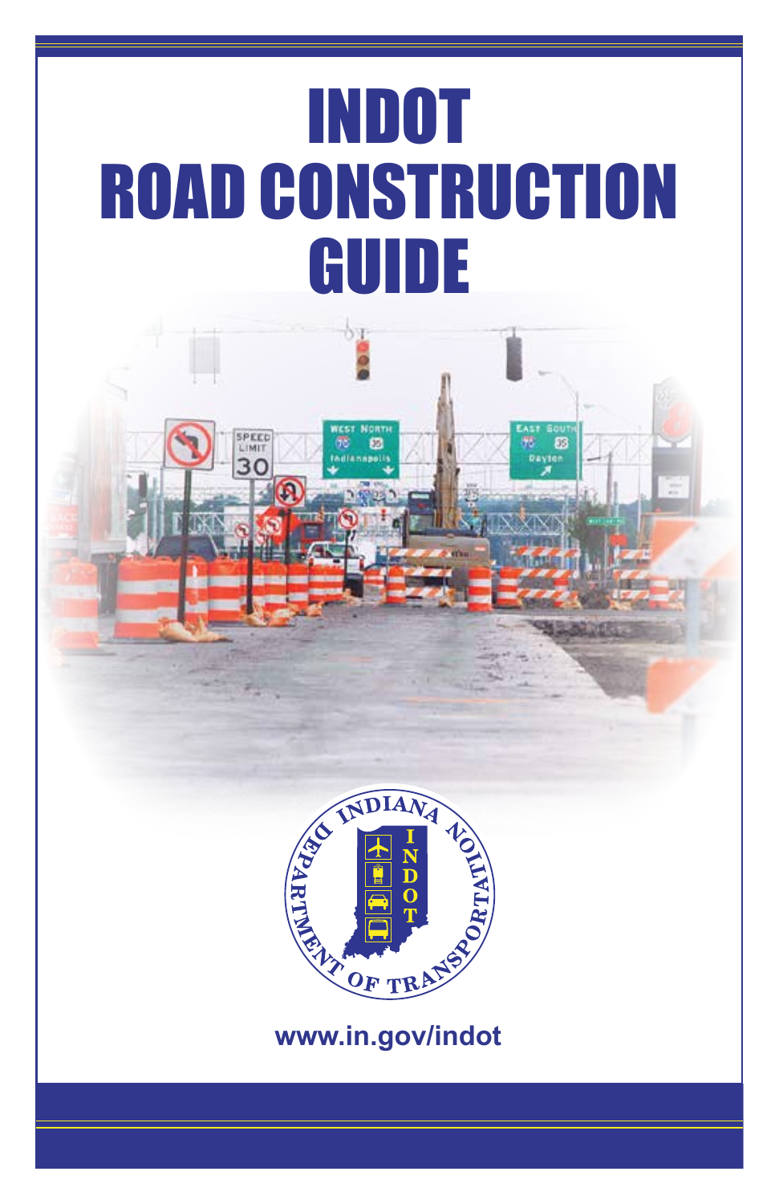# INDOT ROAD CONSTRUCTION GUIDE

www.in.gov/indot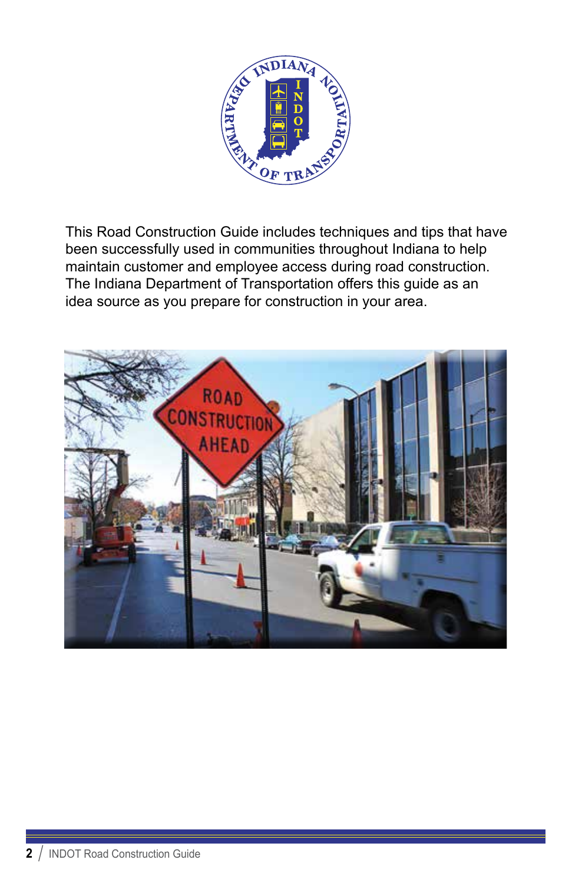This Road Construction Guide includes techniques and tips that have been successfully used in communities throughout Indiana to help maintain customer and employee access during road construction. The Indiana Department of Transportation offers this guide as an idea source as you prepare for construction in your area.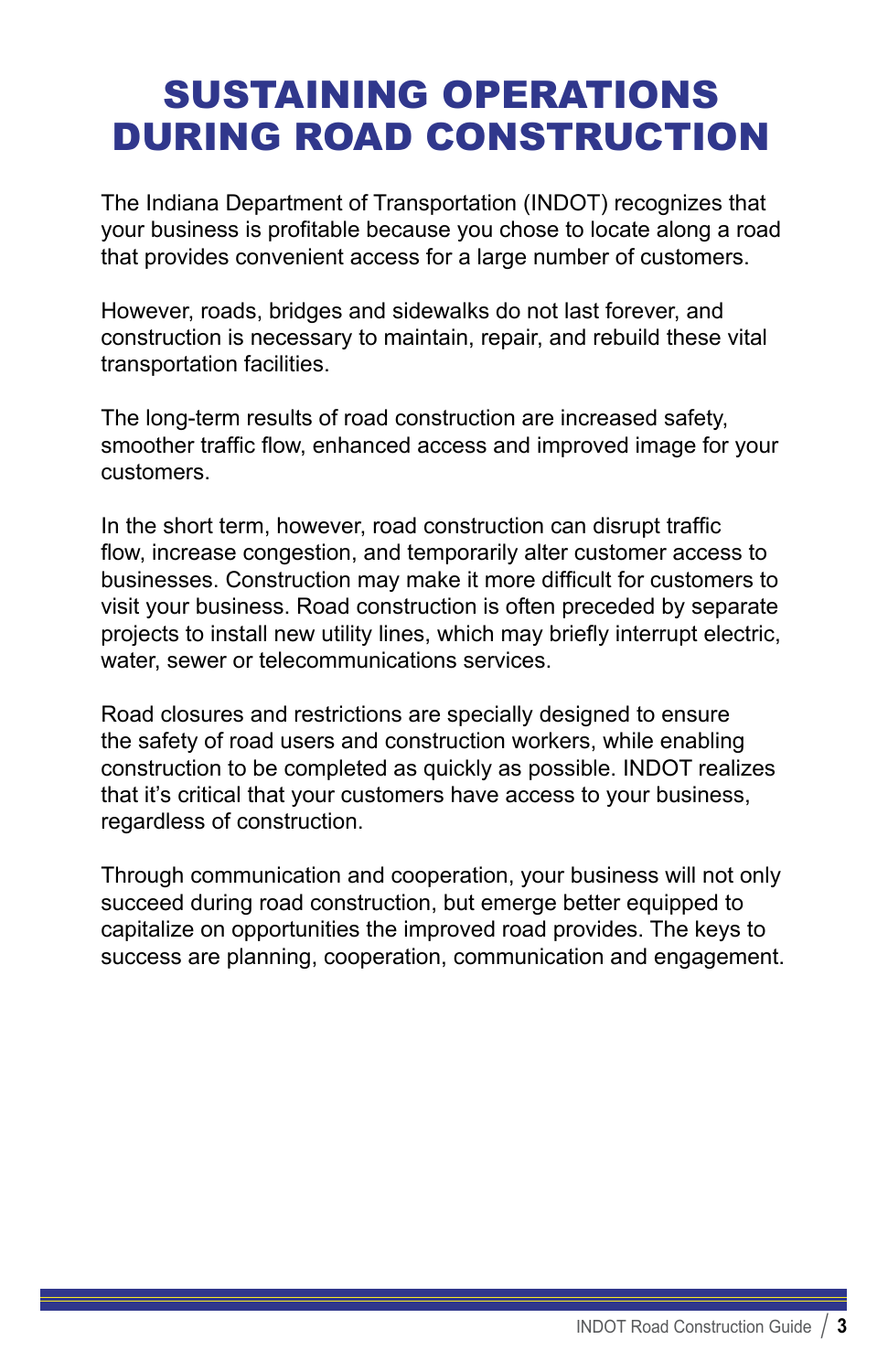# SUSTAINING OPERATIONS DURING ROAD CONSTRUCTION

The Indiana Department of Transportation (INDOT) recognizes that your business is profitable because you chose to locate along a road that provides convenient access for a large number of customers.

However, roads, bridges and sidewalks do not last forever, and construction is necessary to maintain, repair, and rebuild these vital transportation facilities.

The long-term results of road construction are increased safety, smoother traffic flow, enhanced access and improved image for your customers.

In the short term, however, road construction can disrupt traffic flow, increase congestion, and temporarily alter customer access to businesses. Construction may make it more difficult for customers to visit your business. Road construction is often preceded by separate projects to install new utility lines, which may briefly interrupt electric, water, sewer or telecommunications services.

Road closures and restrictions are specially designed to ensure the safety of road users and construction workers, while enabling construction to be completed as quickly as possible. INDOT realizes that it's critical that your customers have access to your business, regardless of construction.

Through communication and cooperation, your business will not only succeed during road construction, but emerge better equipped to capitalize on opportunities the improved road provides. The keys to success are planning, cooperation, communication and engagement.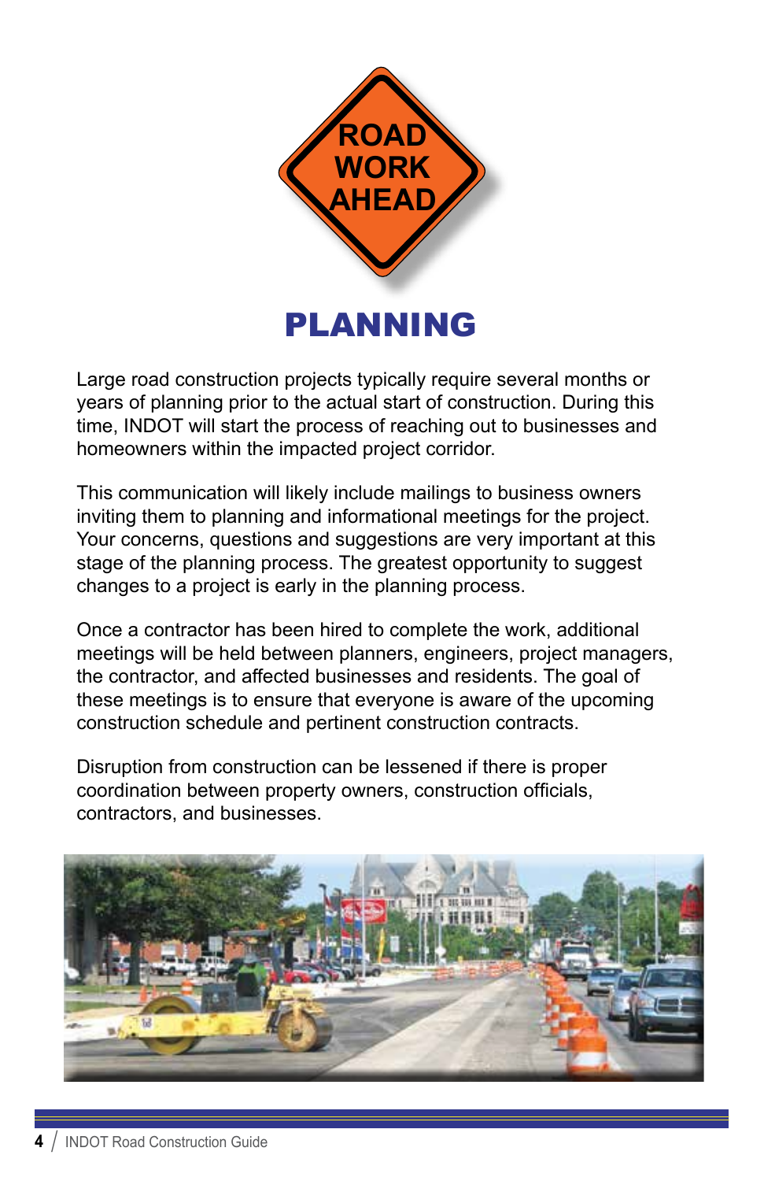# PLANNING

Large road construction projects typically require several months or years of planning prior to the actual start of construction. During this time, INDOT will start the process of reaching out to businesses and homeowners within the impacted project corridor.

This communication will likely include mailings to business owners inviting them to planning and informational meetings for the project. Your concerns, questions and suggestions are very important at this stage of the planning process. The greatest opportunity to suggest changes to a project is early in the planning process.

Once a contractor has been hired to complete the work, additional meetings will be held between planners, engineers, project managers, the contractor, and affected businesses and residents. The goal of these meetings is to ensure that everyone is aware of the upcoming construction schedule and pertinent construction contracts.

Disruption from construction can be lessened if there is proper coordination between property owners, construction officials, contractors, and businesses.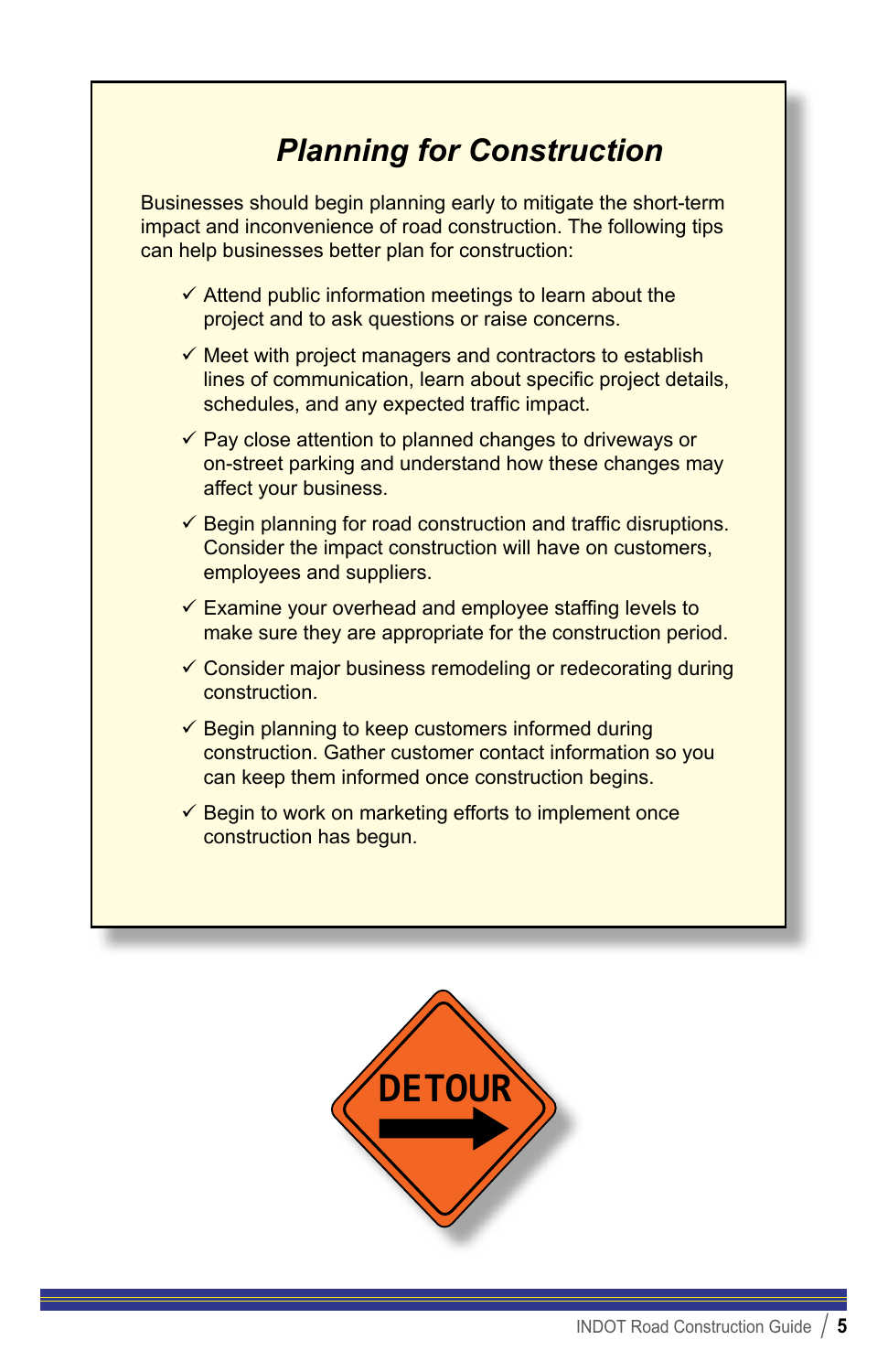## *Planning for Construction*

Businesses should begin planning early to mitigate the short-term impact and inconvenience of road construction. The following tips can help businesses better plan for construction:

- ✓ Attend public information meetings to learn about the project and to ask questions or raise concerns.
- ✓ Meet with project managers and contractors to establish lines of communication, learn about specific project details, schedules, and any expected traffic impact.
- ✓ Pay close attention to planned changes to driveways or on-street parking and understand how these changes may affect your business.
- ✓ Begin planning for road construction and traffic disruptions. Consider the impact construction will have on customers, employees and suppliers.
- ✓ Examine your overhead and employee staffing levels to make sure they are appropriate for the construction period.
- ✓ Consider major business remodeling or redecorating during construction.
- ✓ Begin planning to keep customers informed during construction. Gather customer contact information so you can keep them informed once construction begins.
- ✓ Begin to work on marketing efforts to implement once construction has begun.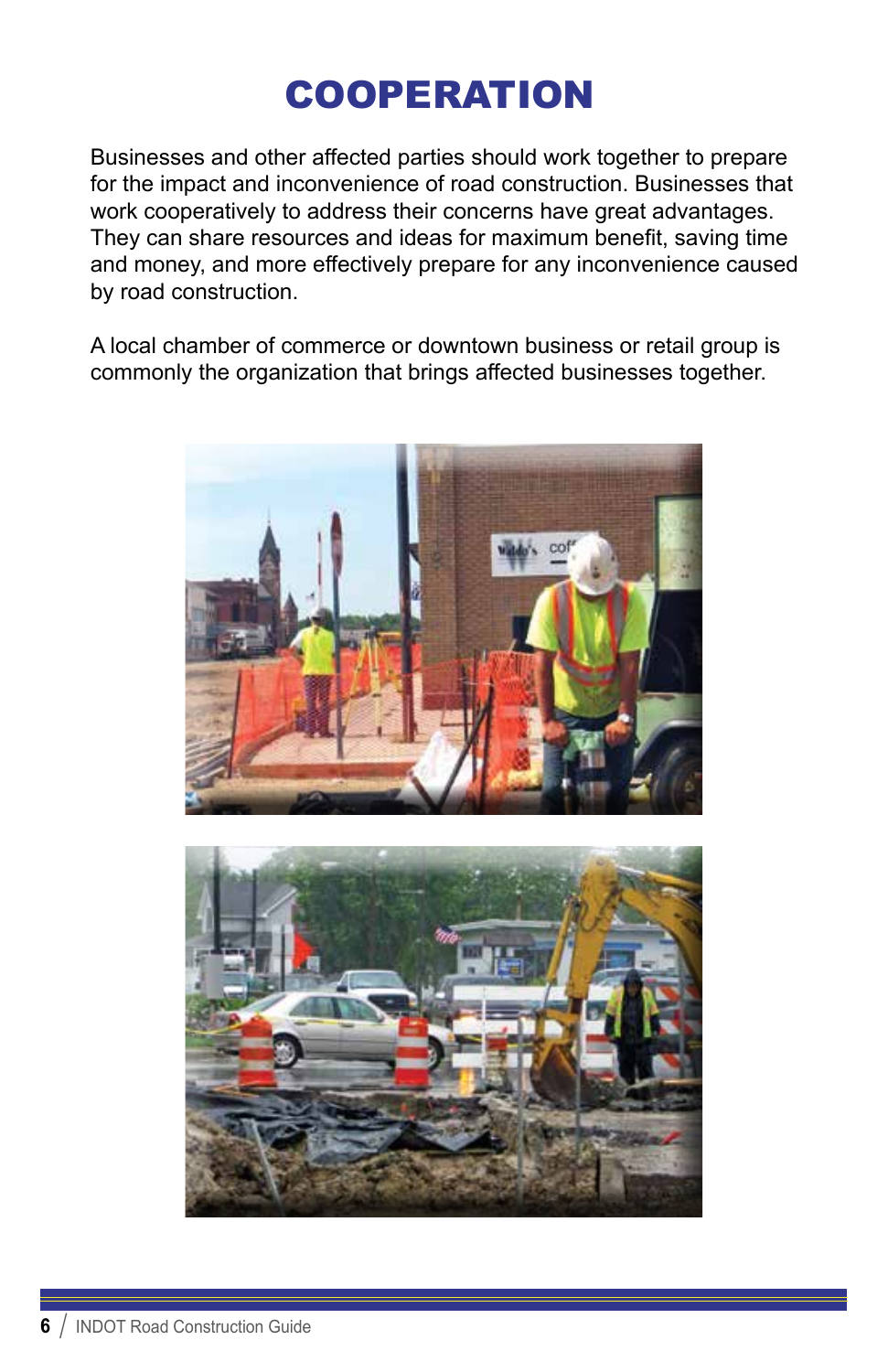# COOPERATION

Businesses and other affected parties should work together to prepare for the impact and inconvenience of road construction. Businesses that work cooperatively to address their concerns have great advantages. They can share resources and ideas for maximum benefit, saving time and money, and more effectively prepare for any inconvenience caused by road construction.

A local chamber of commerce or downtown business or retail group is commonly the organization that brings affected businesses together.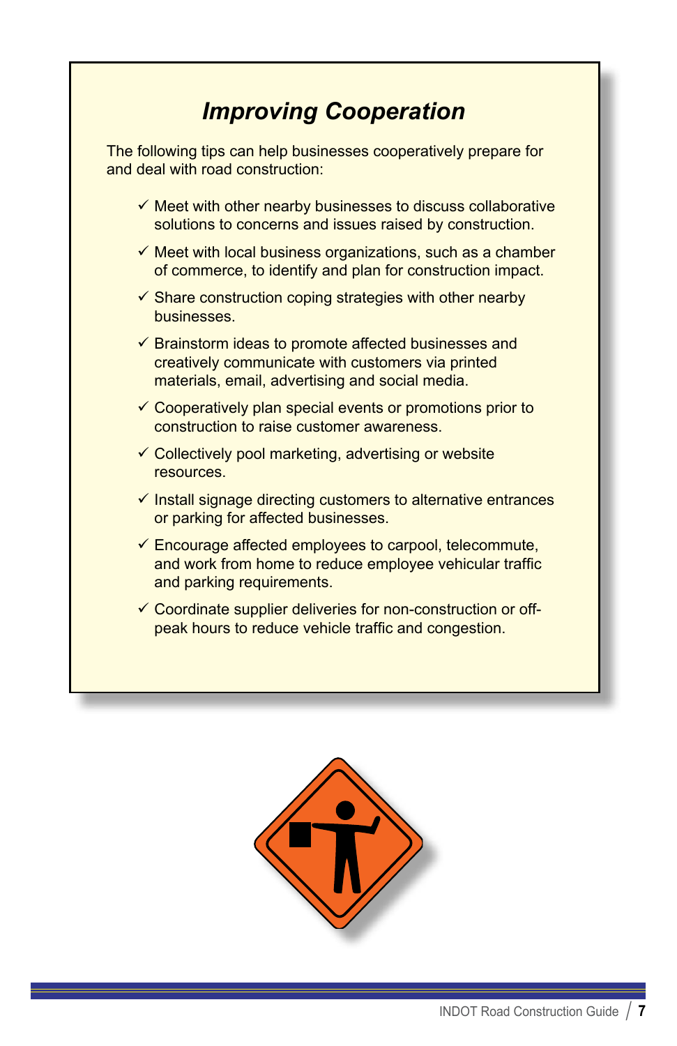## *Improving Cooperation*

The following tips can help businesses cooperatively prepare for and deal with road construction:

- ✓ Meet with other nearby businesses to discuss collaborative solutions to concerns and issues raised by construction.
- ✓ Meet with local business organizations, such as a chamber of commerce, to identify and plan for construction impact.
- ✓ Share construction coping strategies with other nearby businesses.
- ✓ Brainstorm ideas to promote affected businesses and creatively communicate with customers via printed materials, email, advertising and social media.
- ✓ Cooperatively plan special events or promotions prior to construction to raise customer awareness.
- ✓ Collectively pool marketing, advertising or website resources.
- ✓ Install signage directing customers to alternative entrances or parking for affected businesses.
- ✓ Encourage affected employees to carpool, telecommute, and work from home to reduce employee vehicular traffic and parking requirements.
- ✓ Coordinate supplier deliveries for non-construction or off-peak hours to reduce vehicle traffic and congestion.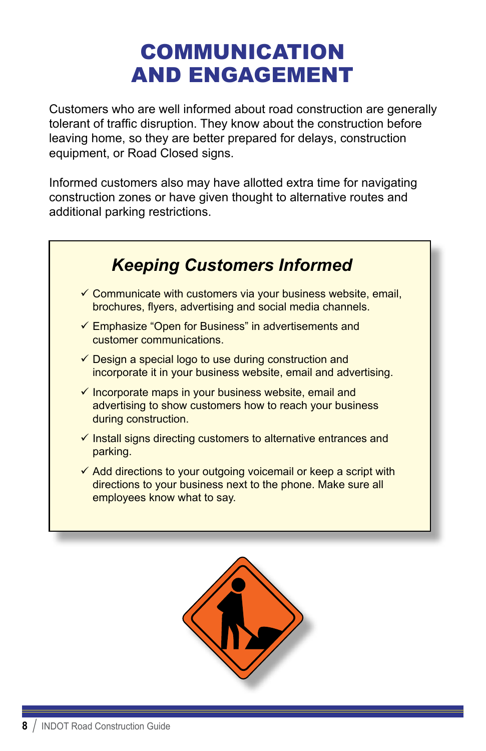# COMMUNICATION AND ENGAGEMENT

Customers who are well informed about road construction are generally tolerant of traffic disruption. They know about the construction before leaving home, so they are better prepared for delays, construction equipment, or Road Closed signs.

Informed customers also may have allotted extra time for navigating construction zones or have given thought to alternative routes and additional parking restrictions.

## *Keeping Customers Informed*

- ✓ Communicate with customers via your business website, email, brochures, flyers, advertising and social media channels.
- ✓ Emphasize "Open for Business" in advertisements and customer communications.
- ✓ Design a special logo to use during construction and incorporate it in your business website, email and advertising.
- ✓ Incorporate maps in your business website, email and advertising to show customers how to reach your business during construction.
- ✓ Install signs directing customers to alternative entrances and parking.
- ✓ Add directions to your outgoing voicemail or keep a script with directions to your business next to the phone. Make sure all employees know what to say.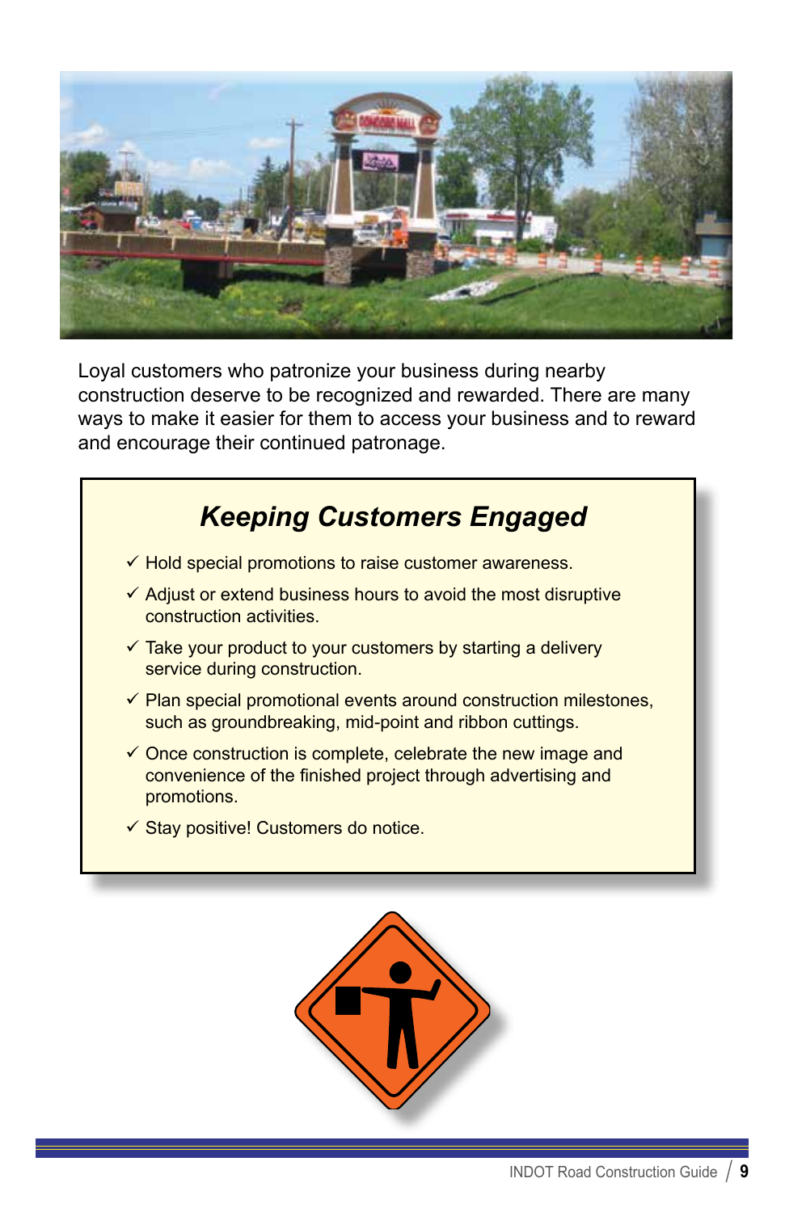Loyal customers who patronize your business during nearby construction deserve to be recognized and rewarded. There are many ways to make it easier for them to access your business and to reward and encourage their continued patronage.

## *Keeping Customers Engaged*

- ✓ Hold special promotions to raise customer awareness.
- ✓ Adjust or extend business hours to avoid the most disruptive construction activities.
- ✓ Take your product to your customers by starting a delivery service during construction.
- ✓ Plan special promotional events around construction milestones, such as groundbreaking, mid-point and ribbon cuttings.
- ✓ Once construction is complete, celebrate the new image and convenience of the finished project through advertising and promotions.
- ✓ Stay positive! Customers do notice.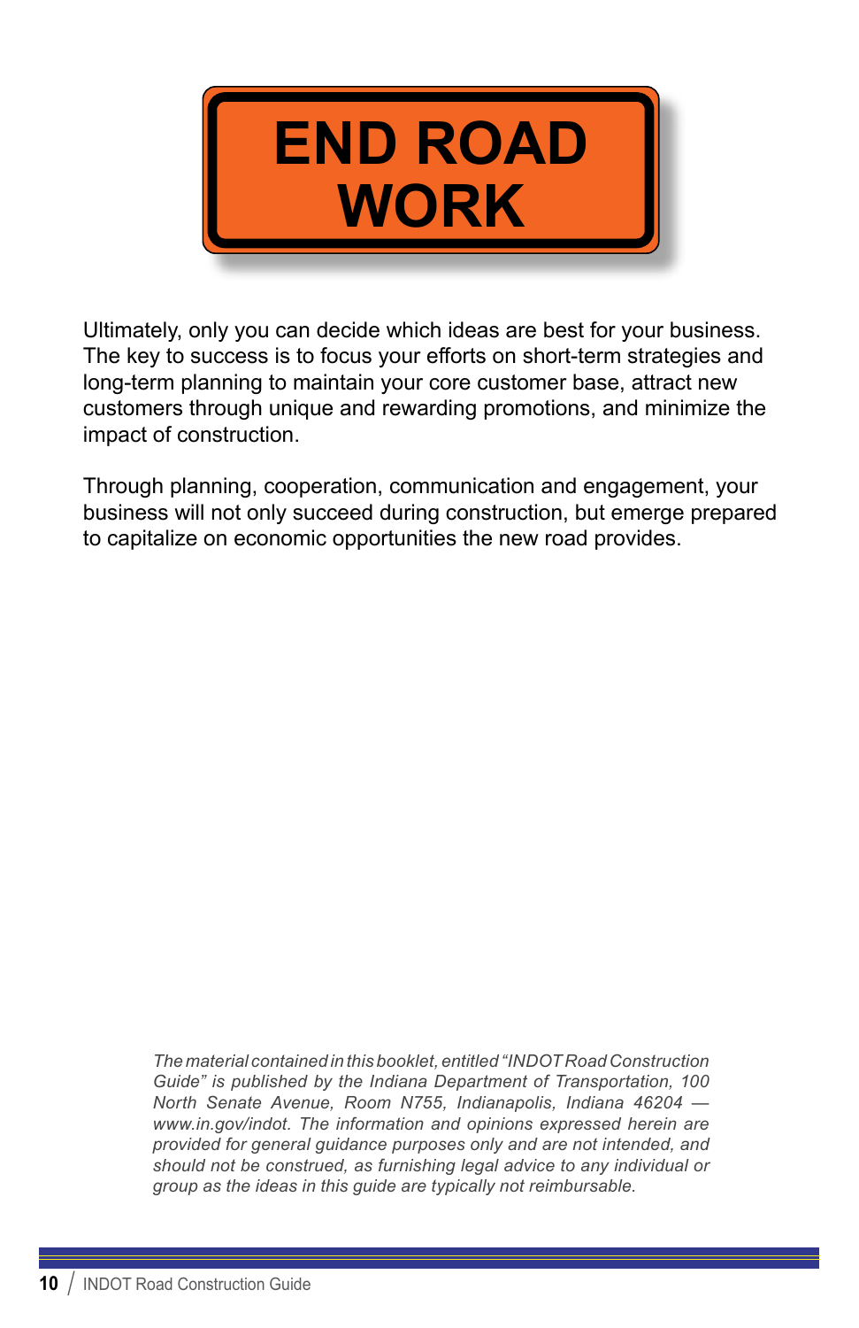# END ROAD WORK

Ultimately, only you can decide which ideas are best for your business. The key to success is to focus your efforts on short-term strategies and long-term planning to maintain your core customer base, attract new customers through unique and rewarding promotions, and minimize the impact of construction.

Through planning, cooperation, communication and engagement, your business will not only succeed during construction, but emerge prepared to capitalize on economic opportunities the new road provides.

*The material contained in this booklet, entitled "INDOT Road Construction Guide" is published by the Indiana Department of Transportation, 100 North Senate Avenue, Room N755, Indianapolis, Indiana 46204 — www.in.gov/indot. The information and opinions expressed herein are provided for general guidance purposes only and are not intended, and should not be construed, as furnishing legal advice to any individual or group as the ideas in this guide are typically not reimbursable.*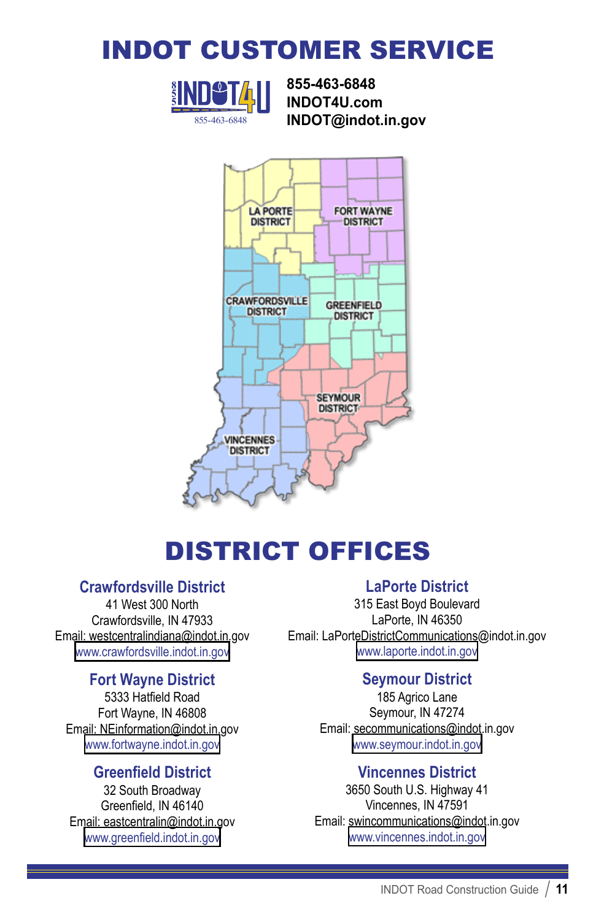# INDOT CUSTOMER SERVICE

855-463-6848
INDOT4U.com
INDOT@indot.in.gov

# DISTRICT OFFICES

### Crawfordsville District
41 West 300 North
Crawfordsville, IN 47933
Email: westcentralindiana@indot.in.gov
www.crawfordsville.indot.in.gov

### Fort Wayne District
5333 Hatfield Road
Fort Wayne, IN 46808
Email: NEinformation@indot.in.gov
www.fortwayne.indot.in.gov

### Greenfield District
32 South Broadway
Greenfield, IN 46140
Email: eastcentralin@indot.in.gov
www.greenfield.indot.in.gov

### LaPorte District
315 East Boyd Boulevard
LaPorte, IN 46350
Email: LaPorteDistrictCommunications@indot.in.gov
www.laporte.indot.in.gov

### Seymour District
185 Agrico Lane
Seymour, IN 47274
Email: secommunications@indot.in.gov
www.seymour.indot.in.gov

### Vincennes District
3650 South U.S. Highway 41
Vincennes, IN 47591
Email: swincommunications@indot.in.gov
www.vincennes.indot.in.gov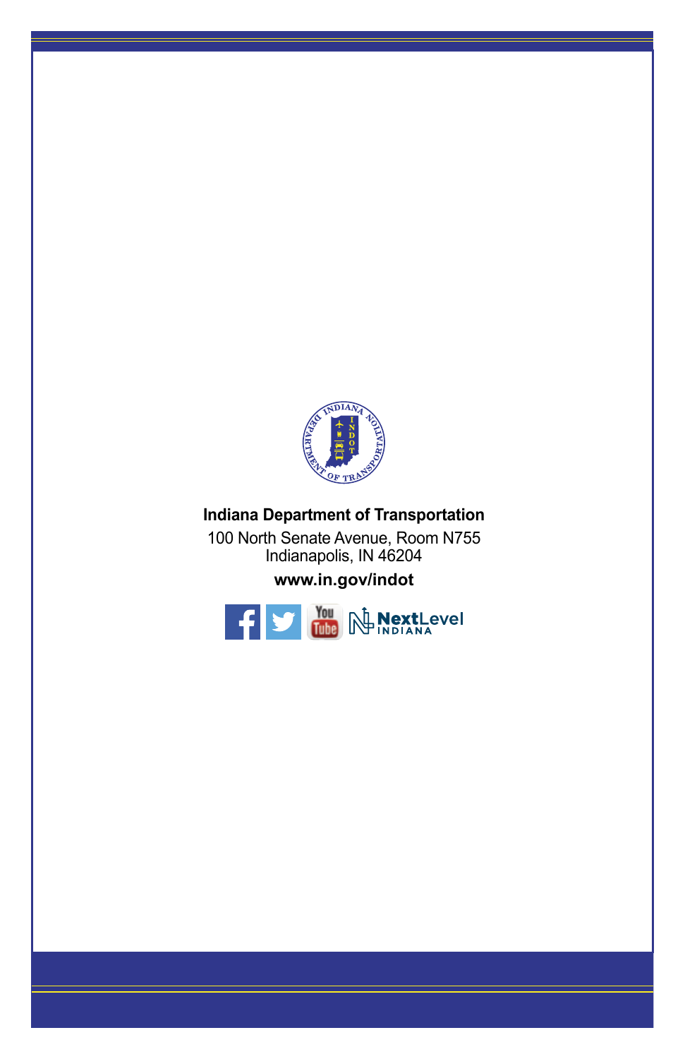**Indiana Department of Transportation**

100 North Senate Avenue, Room N755
Indianapolis, IN 46204

**www.in.gov/indot**